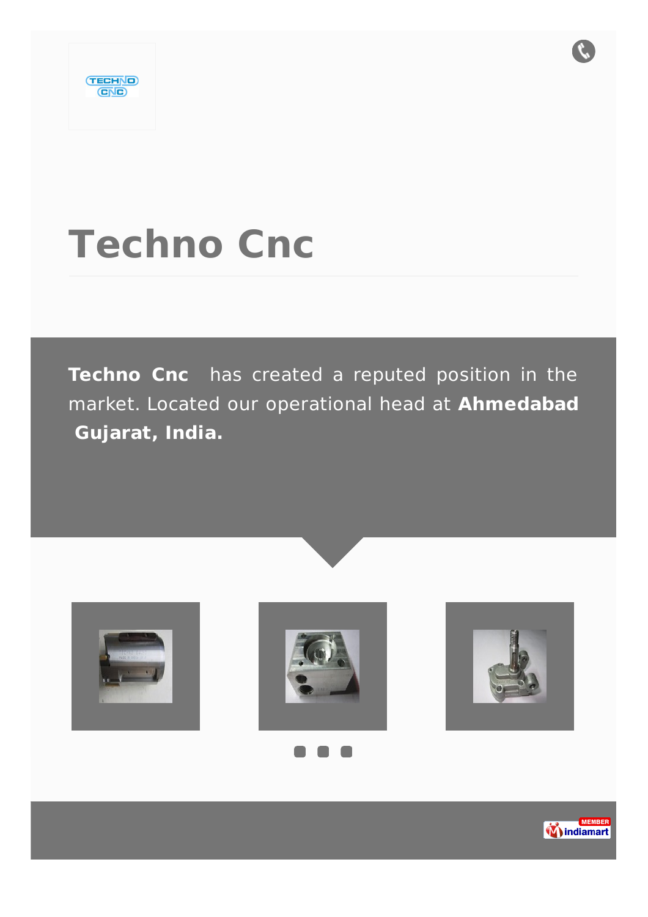# Techno Cnc

**Techno Cnc** has created a reputed position in the market. Located our operational head at **Ahmedabad Gujarat, India.**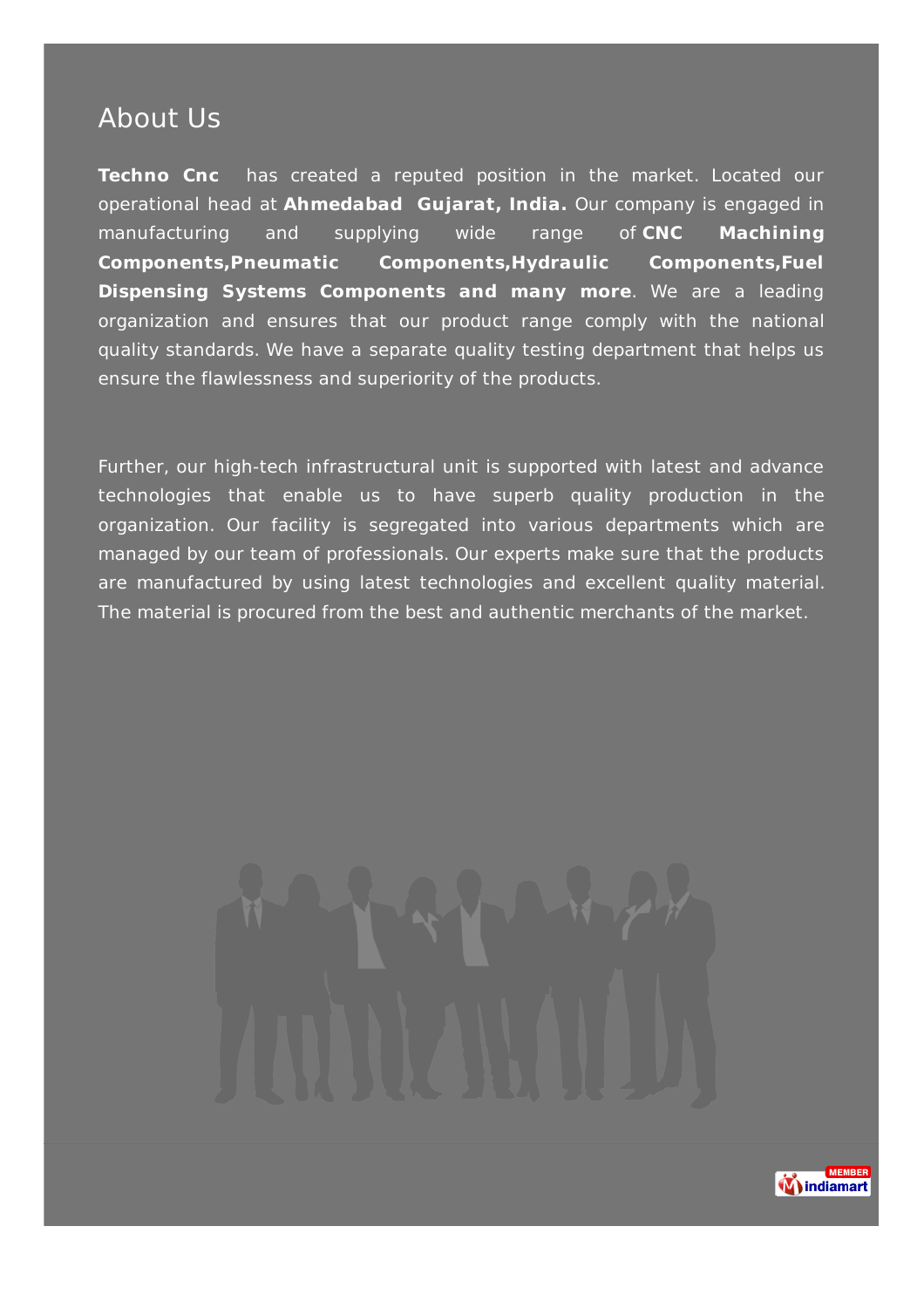## About Us

**Techno Cnc** has created a reputed position in the market. Located our operational head at **Ahmedabad Gujarat, India.** Our company is engaged in manufacturing and supplying wide range of **CNC Machining Components,Pneumatic Components,Hydraulic Components,Fuel Dispensing Systems Components and many more**. We are a leading organization and ensures that our product range comply with the national quality standards. We have a separate quality testing department that helps us ensure the flawlessness and superiority of the products.

Further, our high-tech infrastructural unit is supported with latest and advance technologies that enable us to have superb quality production in the organization. Our facility is segregated into various departments which are managed by our team of professionals. Our experts make sure that the products are manufactured by using latest technologies and excellent quality material. The material is procured from the best and authentic merchants of the market.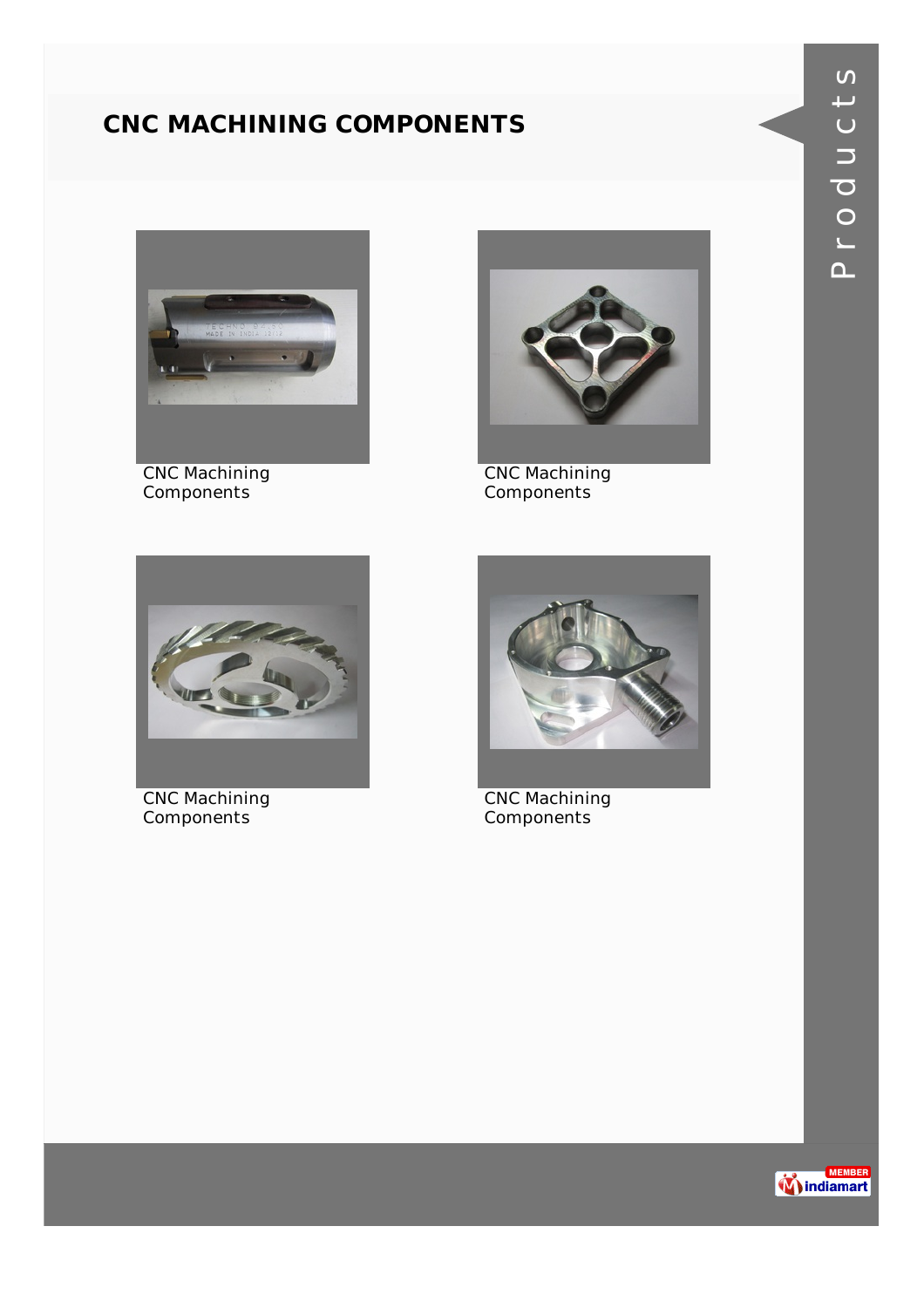# CNC MACHINING COMPONENTS

CNC Machining Components

CNC Machining Components

CNC Machining Components

CNC Machining Components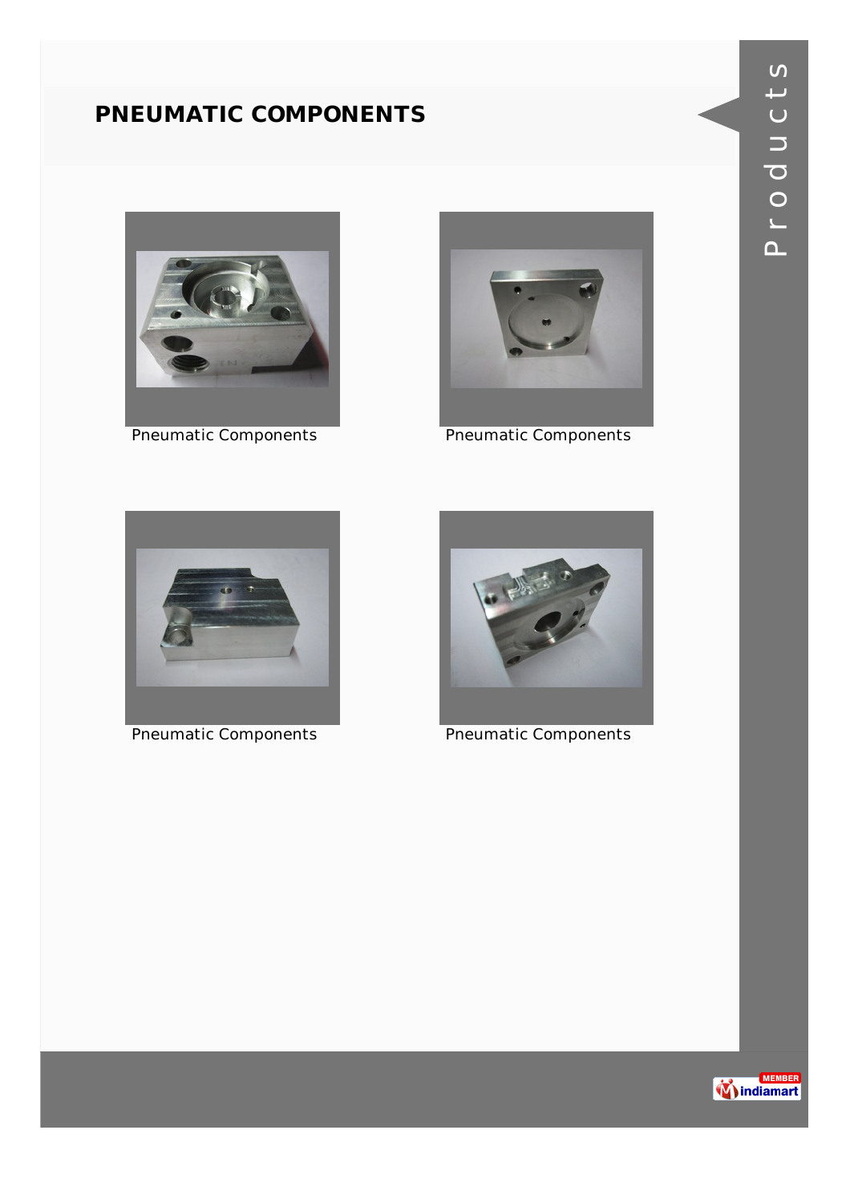# PNEUMATIC COMPONENTS

Pneumatic Components

Pneumatic Components

Pneumatic Components

Pneumatic Components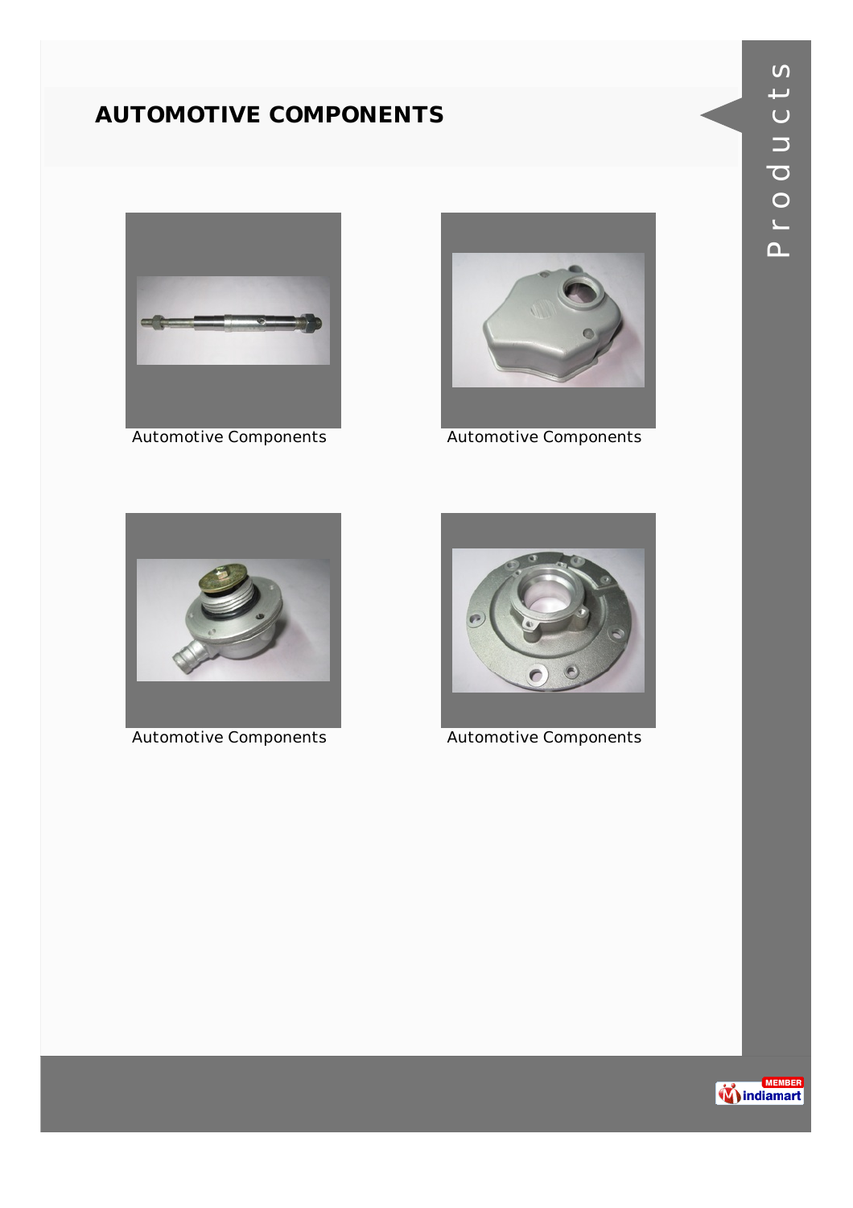# AUTOMOTIVE COMPONENTS

Automotive Components

Automotive Components

Automotive Components

Automotive Components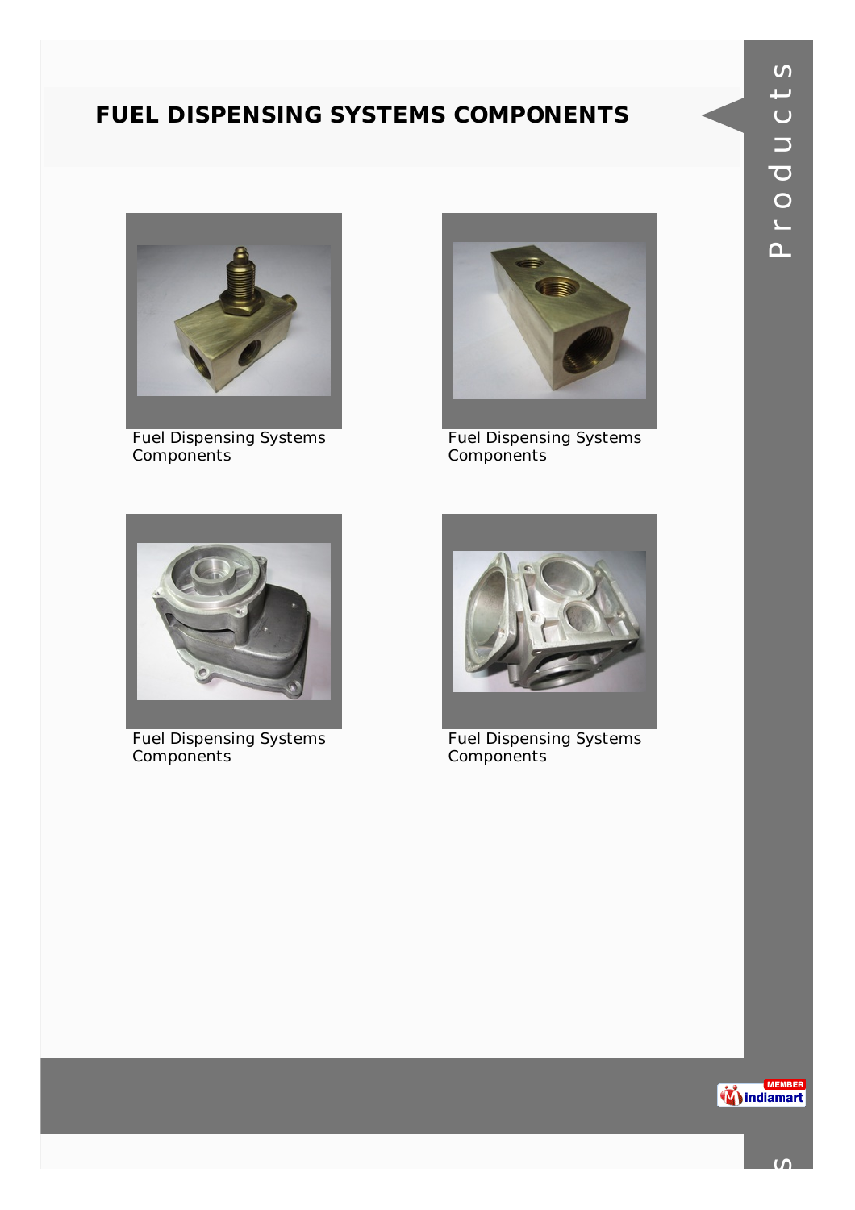# FUEL DISPENSING SYSTEMS COMPONENTS

Fuel Dispensing Systems Components

Fuel Dispensing Systems Components

Fuel Dispensing Systems Components

Fuel Dispensing Systems Components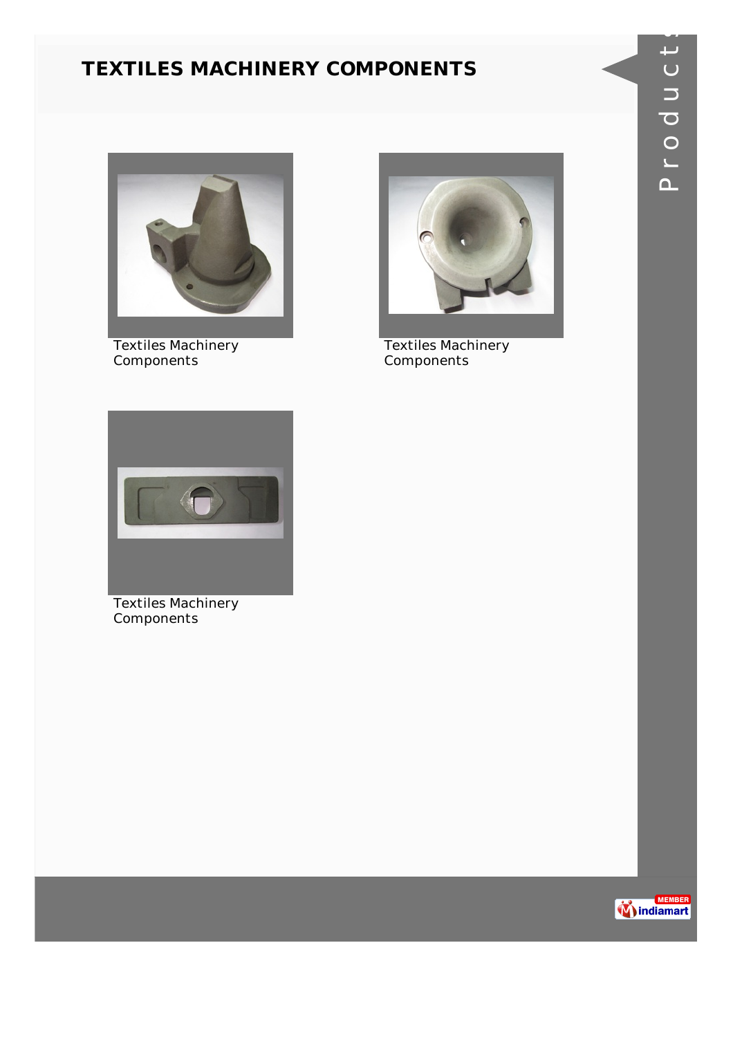# TEXTILES MACHINERY COMPONENTS

Textiles Machinery Components

Textiles Machinery Components

Textiles Machinery Components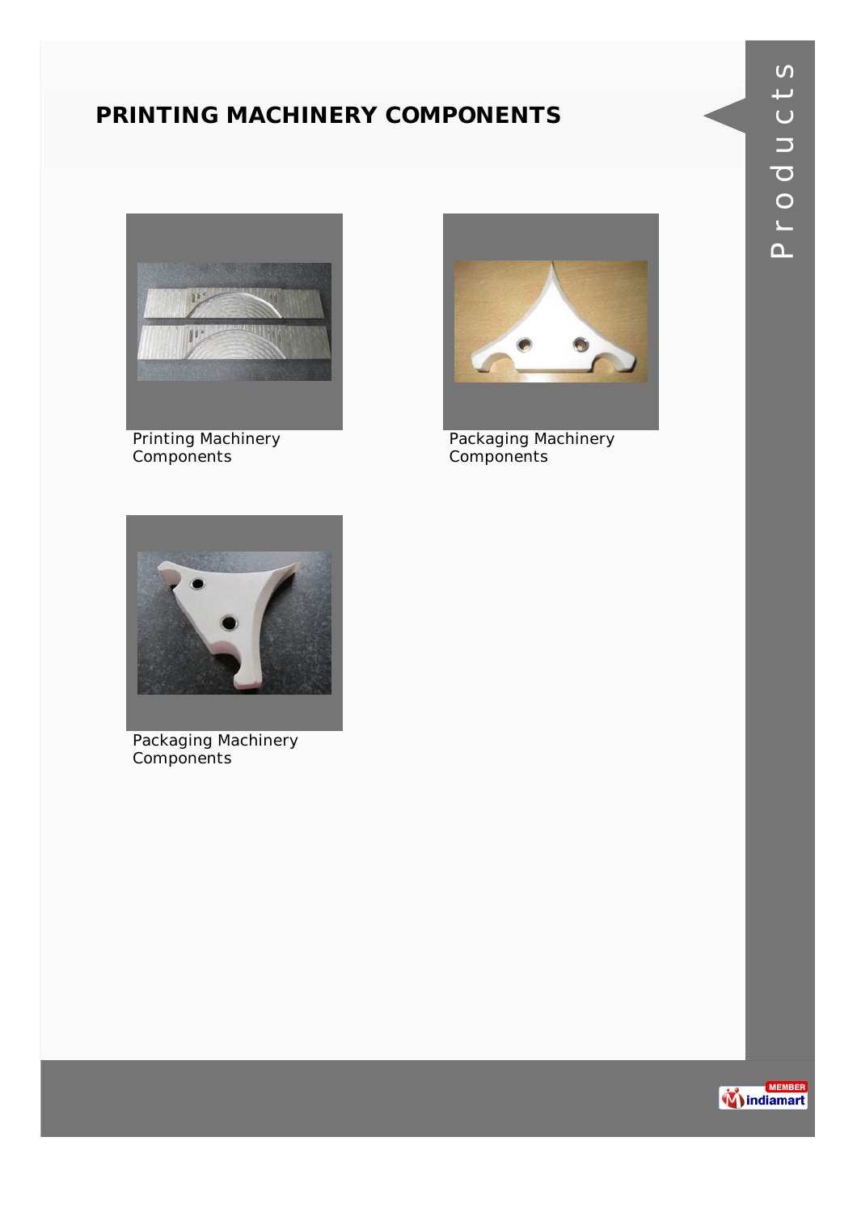# PRINTING MACHINERY COMPONENTS

Printing Machinery Components

Packaging Machinery Components

Packaging Machinery Components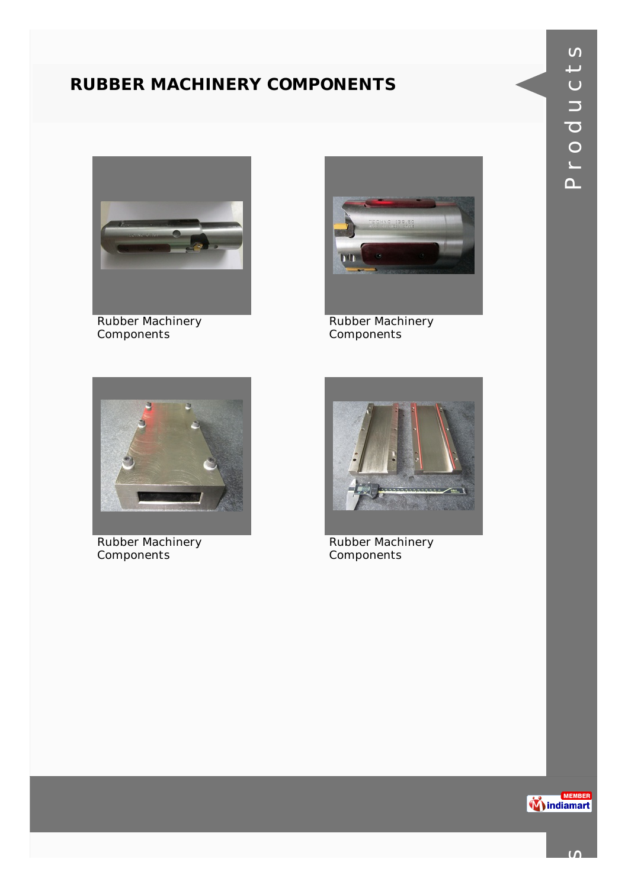# RUBBER MACHINERY COMPONENTS

Rubber Machinery Components

Rubber Machinery Components

Rubber Machinery Components

Rubber Machinery Components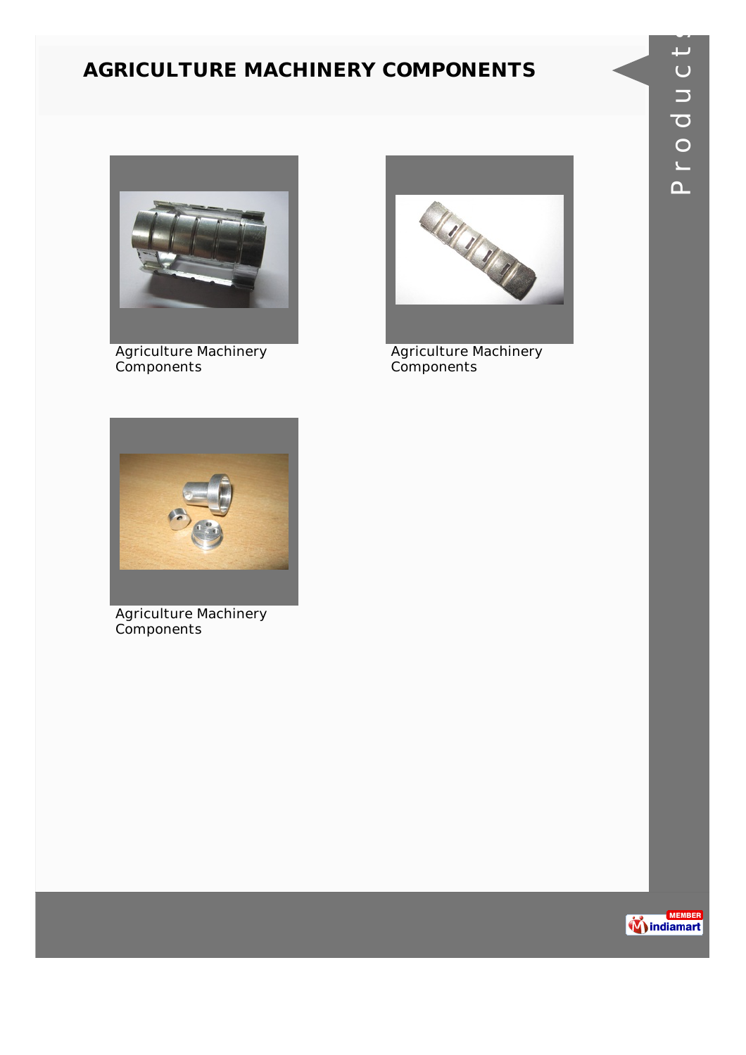# AGRICULTURE MACHINERY COMPONENTS

Agriculture Machinery Components

Agriculture Machinery Components

Agriculture Machinery Components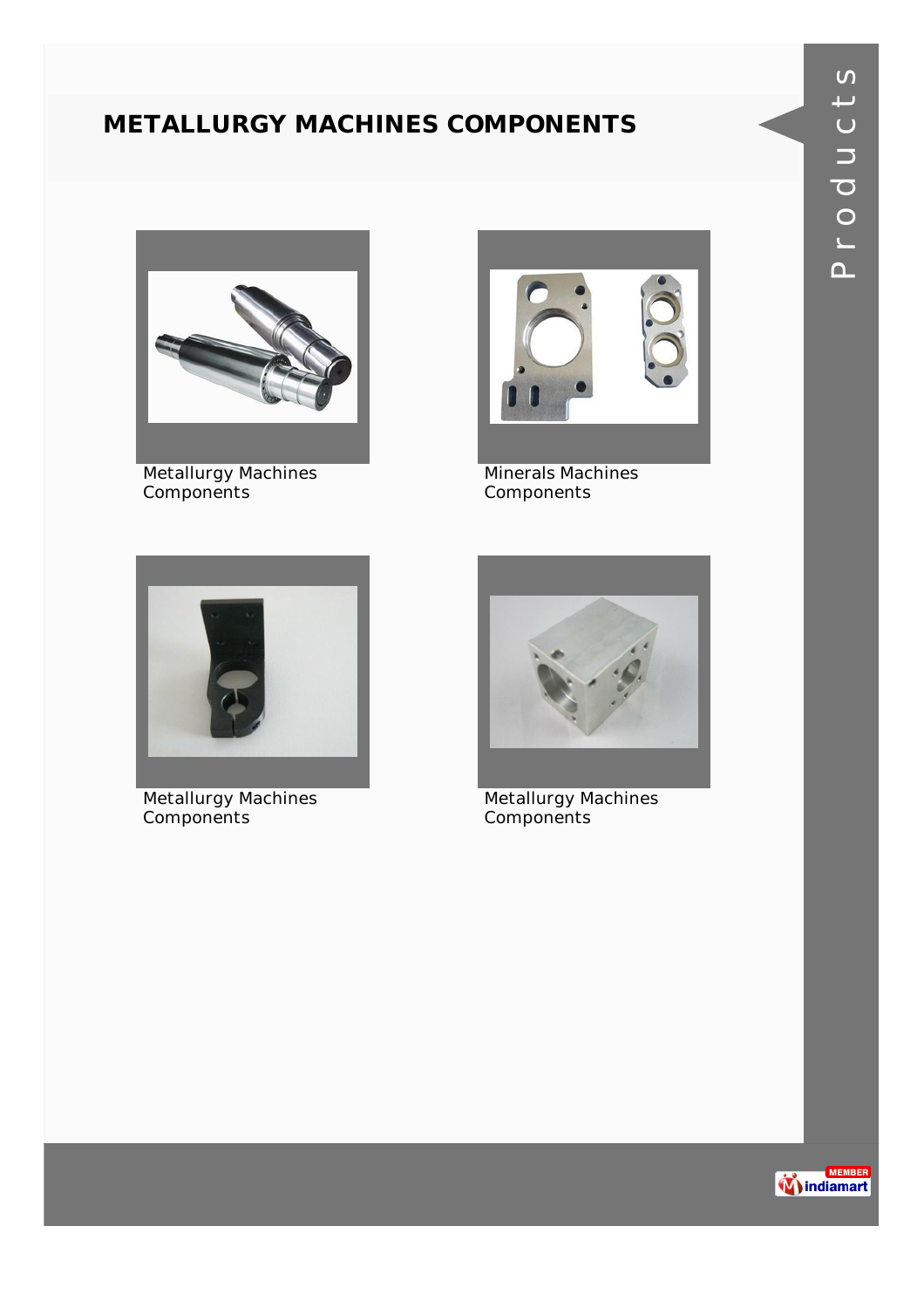## METALLURGY MACHINES COMPONENTS

Metallurgy Machines Components

Minerals Machines Components

Metallurgy Machines Components

Metallurgy Machines Components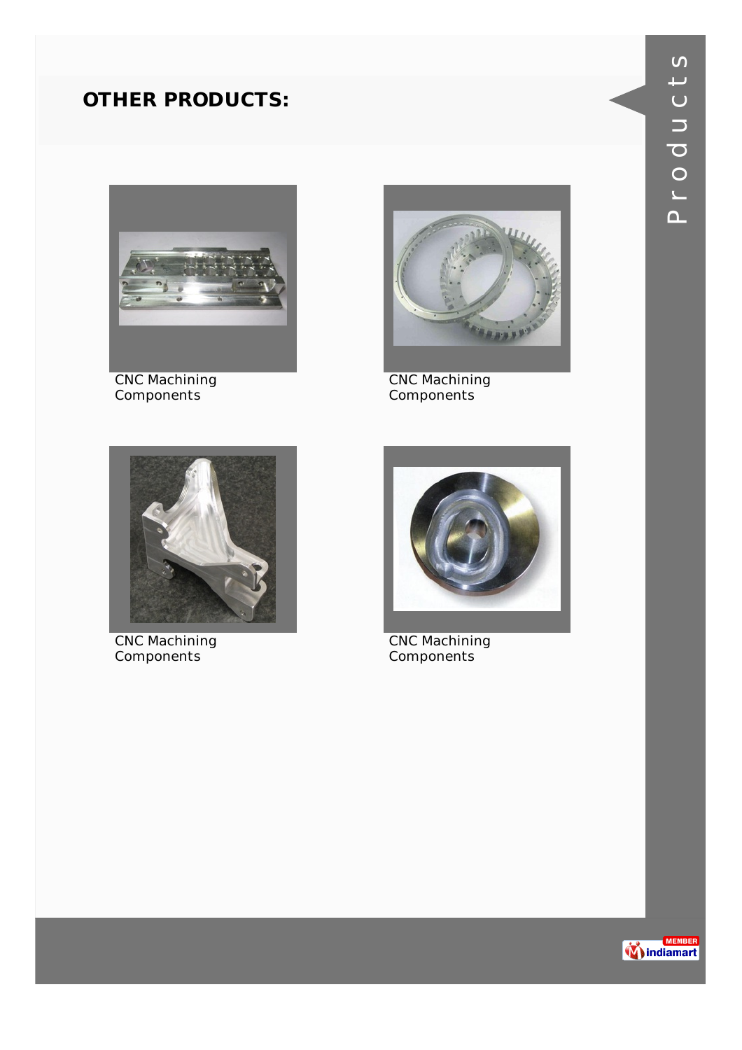## OTHER PRODUCTS:

CNC Machining Components

CNC Machining Components

CNC Machining Components

CNC Machining Components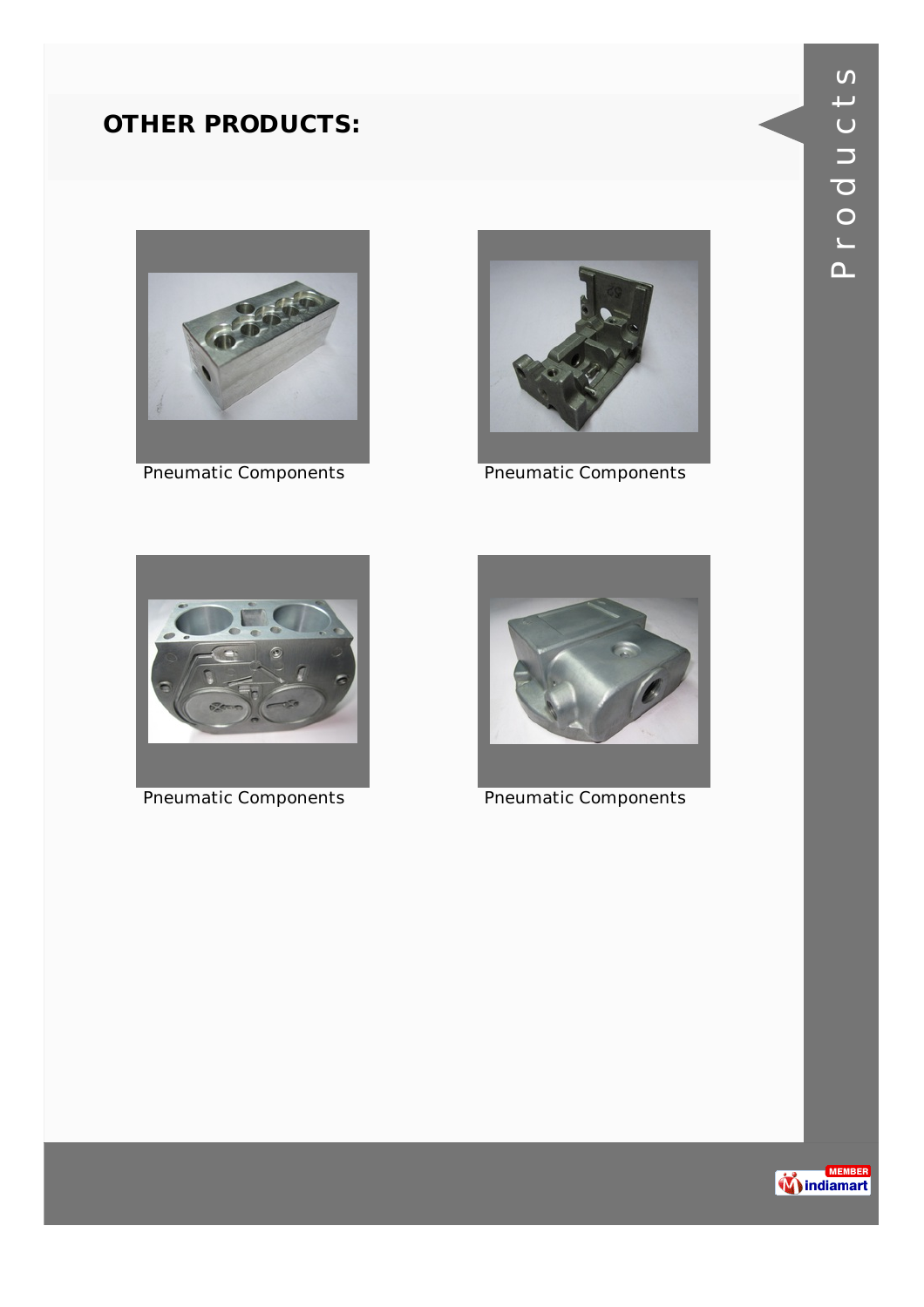## OTHER PRODUCTS:

Pneumatic Components

Pneumatic Components

Pneumatic Components

Pneumatic Components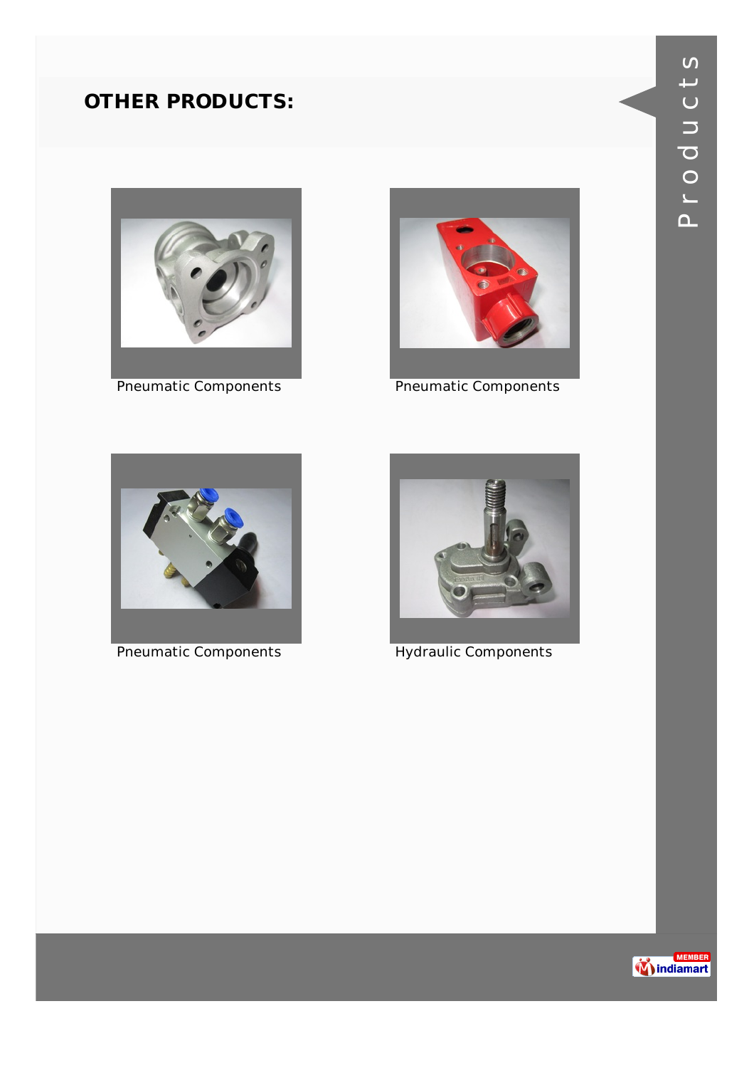## OTHER PRODUCTS:

Pneumatic Components

Pneumatic Components

Pneumatic Components

Hydraulic Components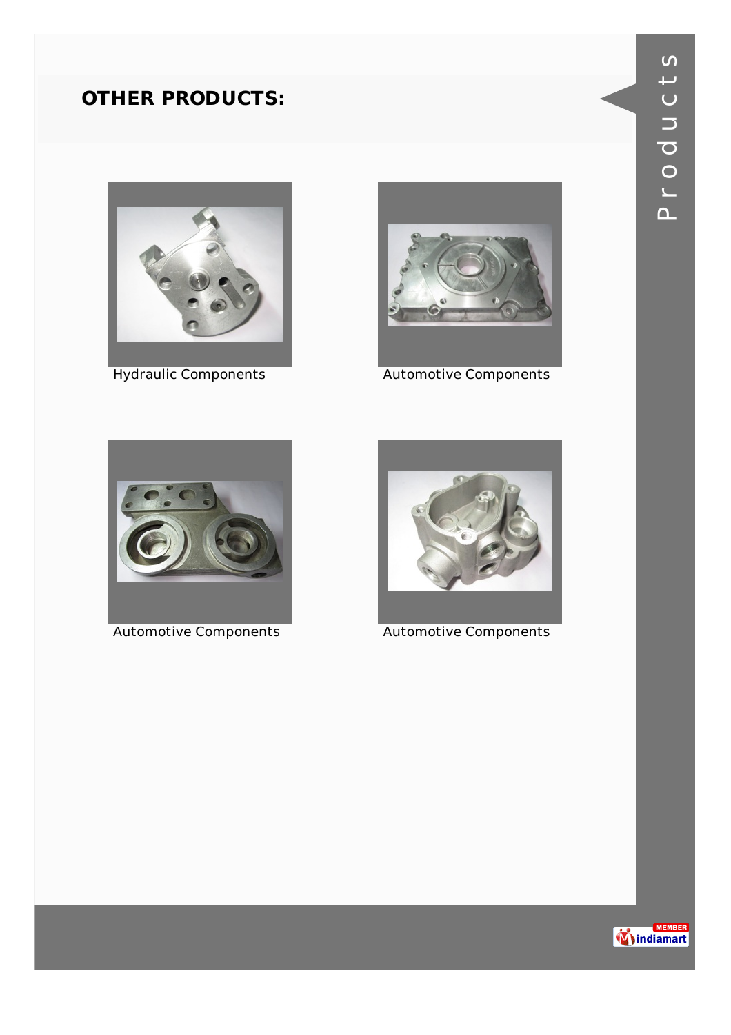## OTHER PRODUCTS:

Hydraulic Components

Automotive Components

Automotive Components

Automotive Components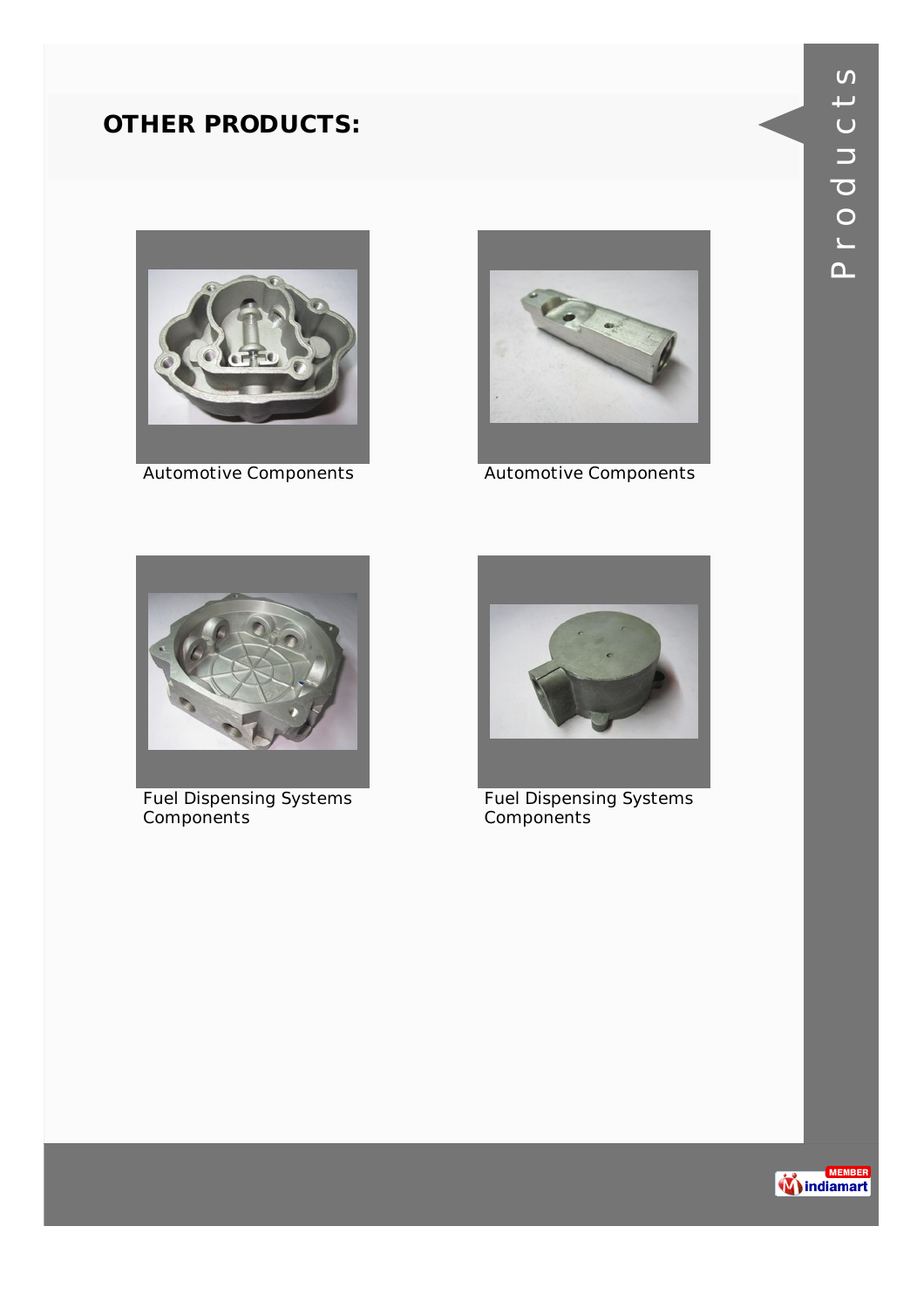## OTHER PRODUCTS:

Automotive Components

Automotive Components

Fuel Dispensing Systems Components

Fuel Dispensing Systems Components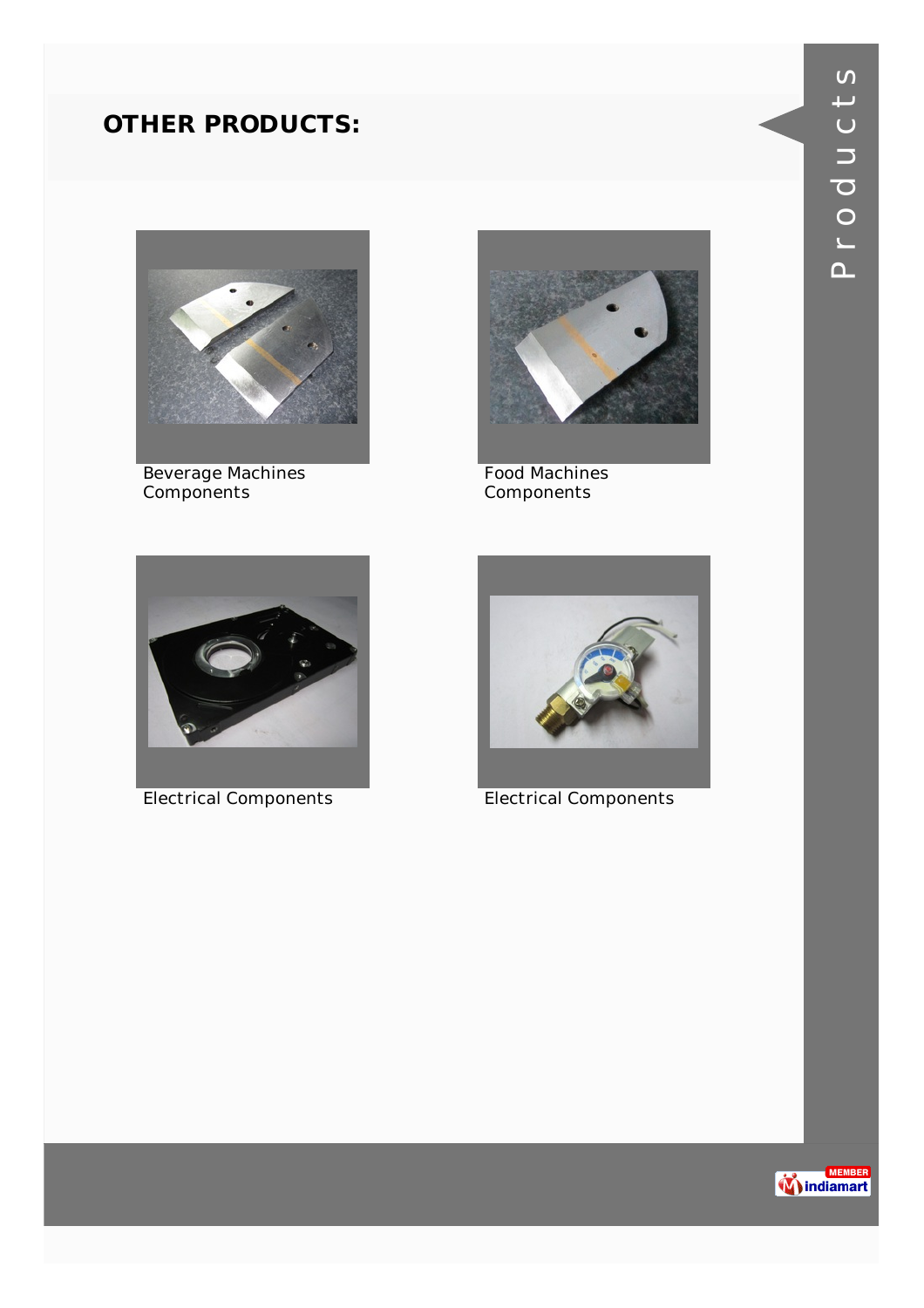## OTHER PRODUCTS:

Beverage Machines Components

Food Machines Components

Electrical Components

Electrical Components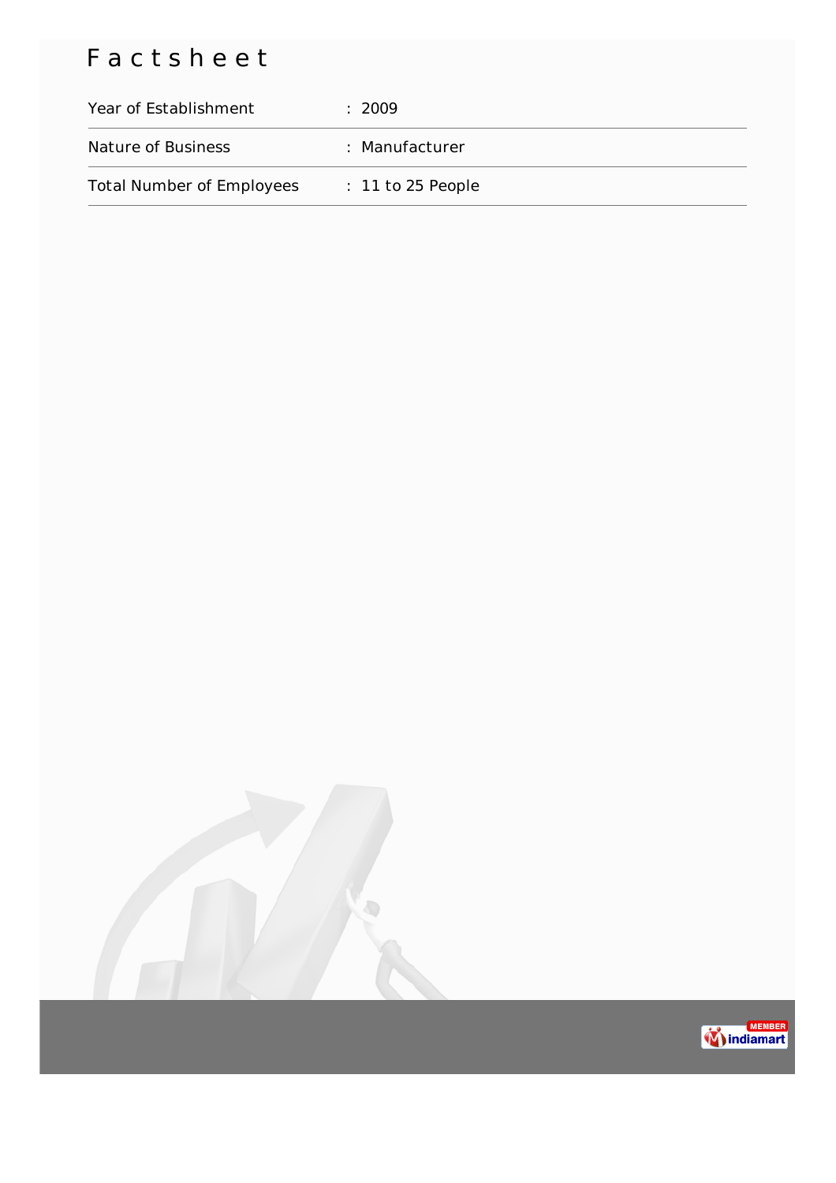# Factsheet

| | |
|---|---|
| Year of Establishment | : 2009 |
| Nature of Business | : Manufacturer |
| Total Number of Employees | : 11 to 25 People |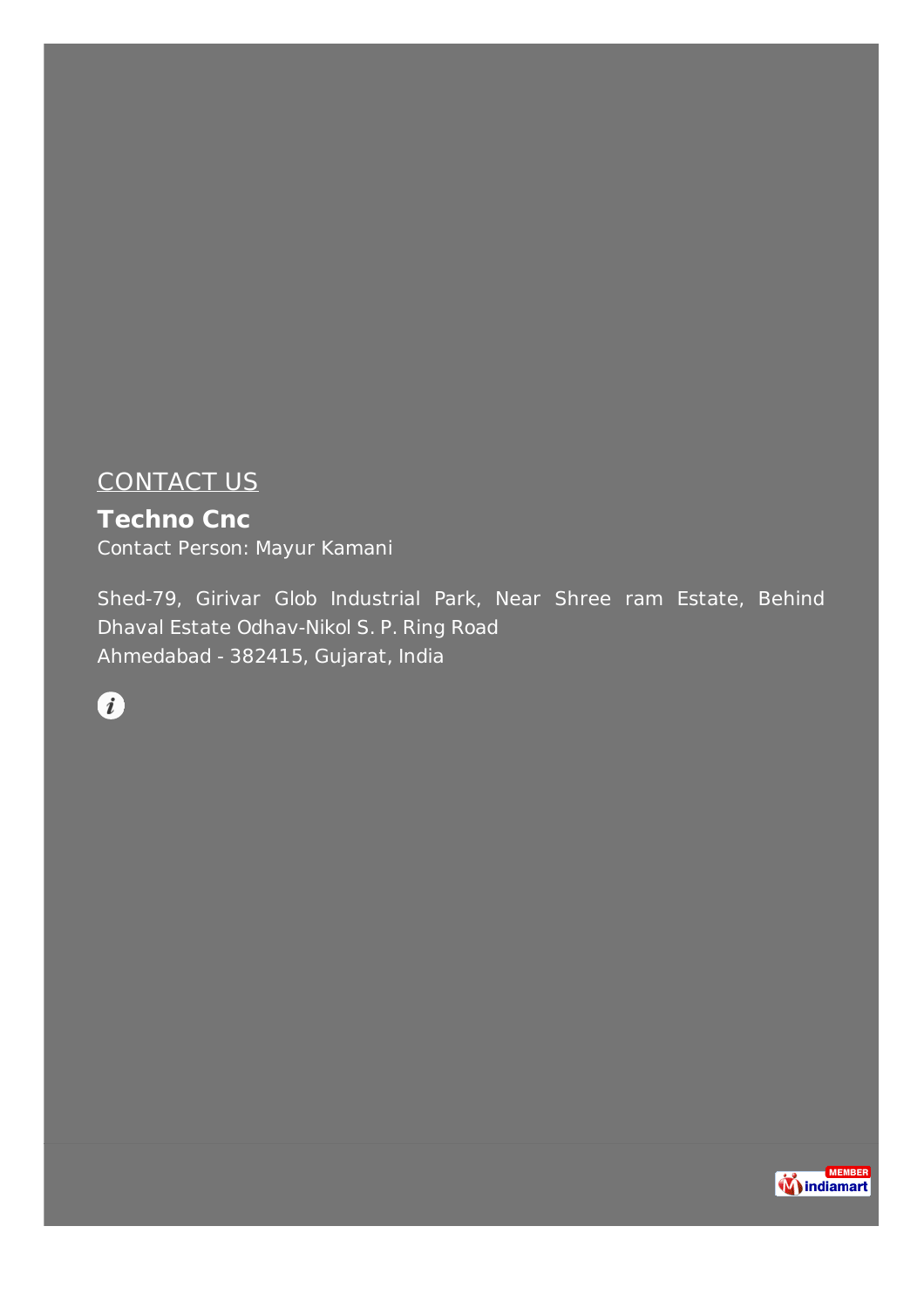## CONTACT US

**Techno Cnc**

Contact Person: Mayur Kamani

Shed-79, Girivar Glob Industrial Park, Near Shree ram Estate, Behind Dhaval Estate Odhav-Nikol S. P. Ring Road
Ahmedabad - 382415, Gujarat, India